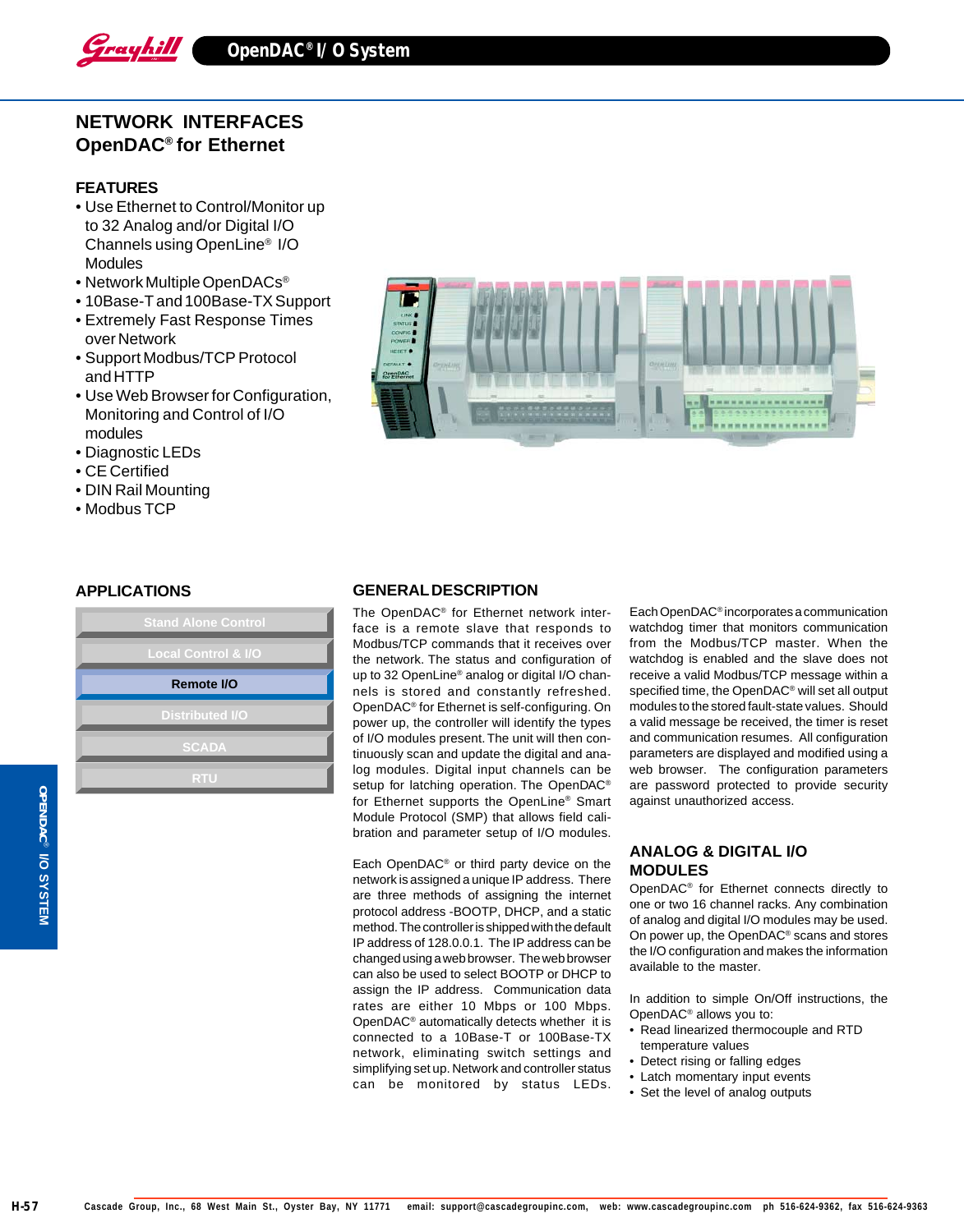# NETWORK INTERFACES
## OpenDAC® for Ethernet

### FEATURES

- Use Ethernet to Control/Monitor up to 32 Analog and/or Digital I/O Channels using OpenLine® I/O Modules
- Network Multiple OpenDACs®
- 10Base-T and 100Base-TX Support
- Extremely Fast Response Times over Network
- Support Modbus/TCP Protocol and HTTP
- Use Web Browser for Configuration, Monitoring and Control of I/O modules
- Diagnostic LEDs
- CE Certified
- DIN Rail Mounting
- Modbus TCP

### APPLICATIONS

- Stand Alone Control
- Local Control & I/O
- **Remote I/O**
- Distributed I/O
- SCADA
- RTU

### GENERAL DESCRIPTION

The OpenDAC® for Ethernet network interface is a remote slave that responds to Modbus/TCP commands that it receives over the network. The status and configuration of up to 32 OpenLine® analog or digital I/O channels is stored and constantly refreshed. OpenDAC® for Ethernet is self-configuring. On power up, the controller will identify the types of I/O modules present. The unit will then continuously scan and update the digital and analog modules. Digital input channels can be setup for latching operation. The OpenDAC® for Ethernet supports the OpenLine® Smart Module Protocol (SMP) that allows field calibration and parameter setup of I/O modules.

Each OpenDAC® or third party device on the network is assigned a unique IP address. There are three methods of assigning the internet protocol address -BOOTP, DHCP, and a static method. The controller is shipped with the default IP address of 128.0.0.1. The IP address can be changed using a web browser. The web browser can also be used to select BOOTP or DHCP to assign the IP address. Communication data rates are either 10 Mbps or 100 Mbps. OpenDAC® automatically detects whether it is connected to a 10Base-T or 100Base-TX network, eliminating switch settings and simplifying set up. Network and controller status can be monitored by status LEDs.

Each OpenDAC® incorporates a communication watchdog timer that monitors communication from the Modbus/TCP master. When the watchdog is enabled and the slave does not receive a valid Modbus/TCP message within a specified time, the OpenDAC® will set all output modules to the stored fault-state values. Should a valid message be received, the timer is reset and communication resumes. All configuration parameters are displayed and modified using a web browser. The configuration parameters are password protected to provide security against unauthorized access.

### ANALOG & DIGITAL I/O MODULES

OpenDAC® for Ethernet connects directly to one or two 16 channel racks. Any combination of analog and digital I/O modules may be used. On power up, the OpenDAC® scans and stores the I/O configuration and makes the information available to the master.

In addition to simple On/Off instructions, the OpenDAC® allows you to:

- Read linearized thermocouple and RTD temperature values
- Detect rising or falling edges
- Latch momentary input events
- Set the level of analog outputs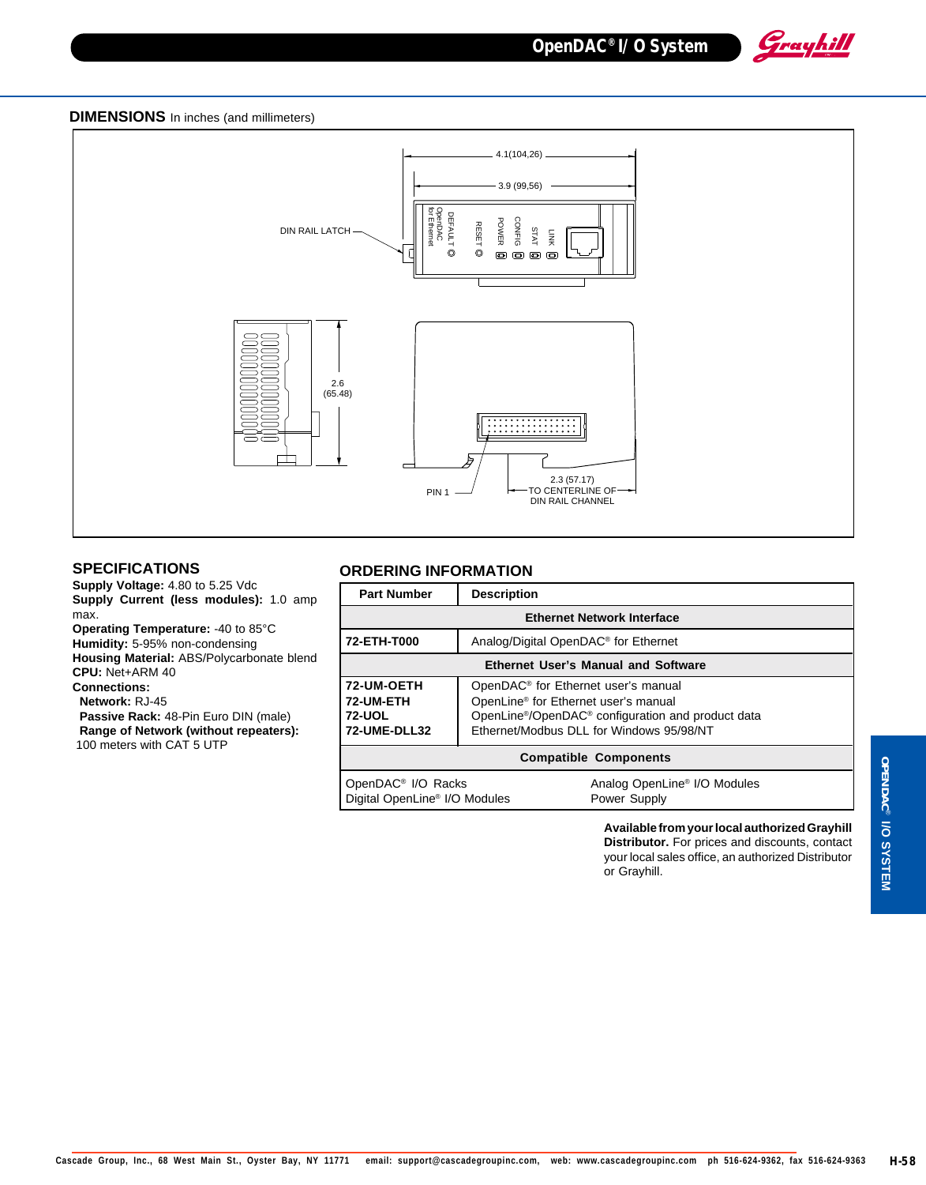## DIMENSIONS In inches (and millimeters)

4.1(104,26)

3.9 (99,56)

DIN RAIL LATCH

DEFAULT

OpenDAC for Ethernet

RESET

POWER

CONFIG

STAT

LINK

2.6 (65.48)

PIN 1

2.3 (57.17) TO CENTERLINE OF DIN RAIL CHANNEL

## SPECIFICATIONS

**Supply Voltage:** 4.80 to 5.25 Vdc
**Supply Current (less modules):** 1.0 amp max.
**Operating Temperature:** -40 to 85°C
**Humidity:** 5-95% non-condensing
**Housing Material:** ABS/Polycarbonate blend
**CPU:** Net+ARM 40
**Connections:**
 **Network:** RJ-45
 **Passive Rack:** 48-Pin Euro DIN (male)
 **Range of Network (without repeaters):**
 100 meters with CAT 5 UTP

## ORDERING INFORMATION

| Part Number | Description |
|---|---|
| **Ethernet Network Interface** | |
| **72-ETH-T000** | Analog/Digital OpenDAC® for Ethernet |
| **Ethernet User's Manual and Software** | |
| **72-UM-OETH** | OpenDAC® for Ethernet user's manual |
| **72-UM-ETH** | OpenLine® for Ethernet user's manual |
| **72-UOL** | OpenLine®/OpenDAC® configuration and product data |
| **72-UME-DLL32** | Ethernet/Modbus DLL for Windows 95/98/NT |
| **Compatible Components** | |
| OpenDAC® I/O Racks | Analog OpenLine® I/O Modules |
| Digital OpenLine® I/O Modules | Power Supply |

**Available from your local authorized Grayhill Distributor.** For prices and discounts, contact your local sales office, an authorized Distributor or Grayhill.